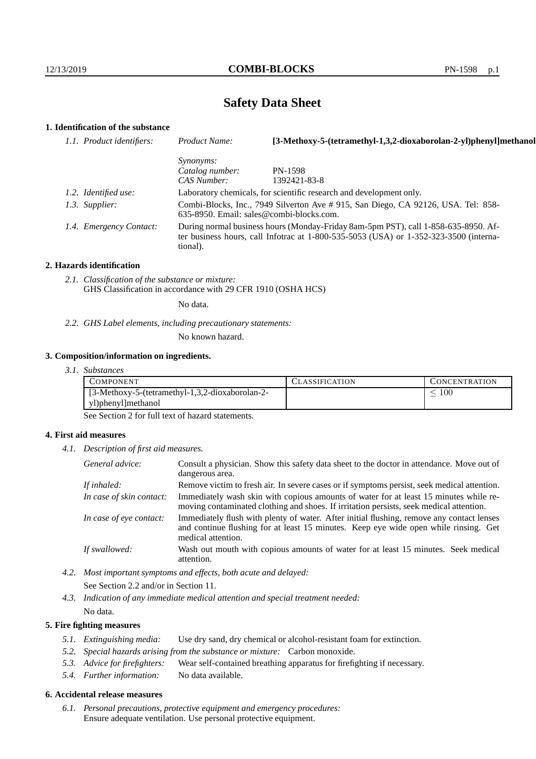# Safety Data Sheet

## 1. Identification of the substance

*1.1. Product identifiers:* *Product Name:* **[3-Methoxy-5-(tetramethyl-1,3,2-dioxaborolan-2-yl)phenyl]methanol**

*Synonyms:*
*Catalog number:* PN-1598
*CAS Number:* 1392421-83-8

*1.2. Identified use:* Laboratory chemicals, for scientific research and development only.

*1.3. Supplier:* Combi-Blocks, Inc., 7949 Silverton Ave # 915, San Diego, CA 92126, USA. Tel: 858-635-8950. Email: sales@combi-blocks.com.

*1.4. Emergency Contact:* During normal business hours (Monday-Friday 8am-5pm PST), call 1-858-635-8950. After business hours, call Infotrac at 1-800-535-5053 (USA) or 1-352-323-3500 (international).

## 2. Hazards identification

*2.1. Classification of the substance or mixture:*
GHS Classification in accordance with 29 CFR 1910 (OSHA HCS)

No data.

*2.2. GHS Label elements, including precautionary statements:*

No known hazard.

## 3. Composition/information on ingredients.

*3.1. Substances*

| COMPONENT | CLASSIFICATION | CONCENTRATION |
|---|---|---|
| [3-Methoxy-5-(tetramethyl-1,3,2-dioxaborolan-2-yl)phenyl]methanol | | $\leq 100$ |

See Section 2 for full text of hazard statements.

## 4. First aid measures

*4.1. Description of first aid measures.*

*General advice:* Consult a physician. Show this safety data sheet to the doctor in attendance. Move out of dangerous area.

*If inhaled:* Remove victim to fresh air. In severe cases or if symptoms persist, seek medical attention.

*In case of skin contact:* Immediately wash skin with copious amounts of water for at least 15 minutes while removing contaminated clothing and shoes. If irritation persists, seek medical attention.

*In case of eye contact:* Immediately flush with plenty of water. After initial flushing, remove any contact lenses and continue flushing for at least 15 minutes. Keep eye wide open while rinsing. Get medical attention.

*If swallowed:* Wash out mouth with copious amounts of water for at least 15 minutes. Seek medical attention.

*4.2. Most important symptoms and effects, both acute and delayed:*

See Section 2.2 and/or in Section 11.

*4.3. Indication of any immediate medical attention and special treatment needed:*

No data.

## 5. Fire fighting measures

*5.1. Extinguishing media:* Use dry sand, dry chemical or alcohol-resistant foam for extinction.

*5.2. Special hazards arising from the substance or mixture:* Carbon monoxide.

*5.3. Advice for firefighters:* Wear self-contained breathing apparatus for firefighting if necessary.

*5.4. Further information:* No data available.

## 6. Accidental release measures

*6.1. Personal precautions, protective equipment and emergency procedures:*
Ensure adequate ventilation. Use personal protective equipment.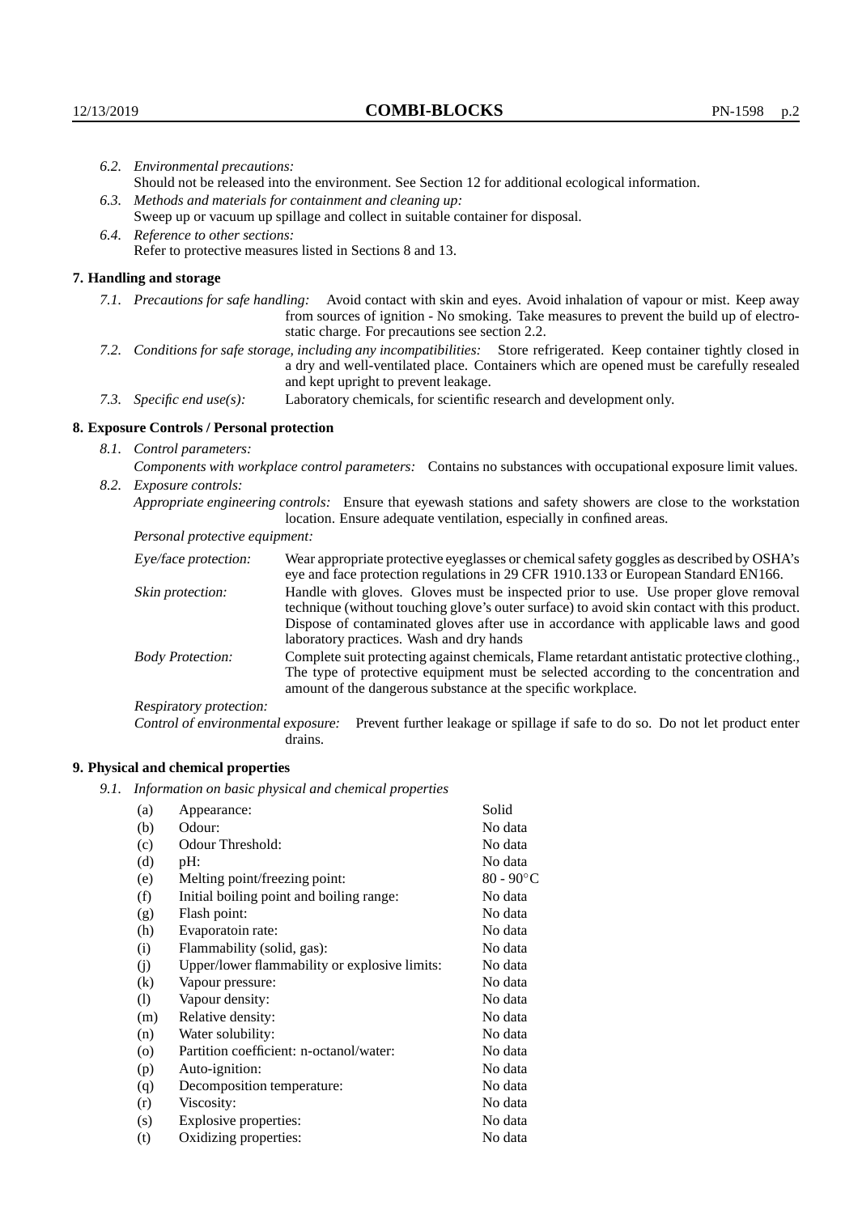*6.2. Environmental precautions:*
Should not be released into the environment. See Section 12 for additional ecological information.

*6.3. Methods and materials for containment and cleaning up:*
Sweep up or vacuum up spillage and collect in suitable container for disposal.

*6.4. Reference to other sections:*
Refer to protective measures listed in Sections 8 and 13.

## 7. Handling and storage

*7.1. Precautions for safe handling:* Avoid contact with skin and eyes. Avoid inhalation of vapour or mist. Keep away from sources of ignition - No smoking. Take measures to prevent the build up of electrostatic charge. For precautions see section 2.2.

*7.2. Conditions for safe storage, including any incompatibilities:* Store refrigerated. Keep container tightly closed in a dry and well-ventilated place. Containers which are opened must be carefully resealed and kept upright to prevent leakage.

*7.3. Specific end use(s):* Laboratory chemicals, for scientific research and development only.

## 8. Exposure Controls / Personal protection

*8.1. Control parameters:*
*Components with workplace control parameters:* Contains no substances with occupational exposure limit values.

*8.2. Exposure controls:*
*Appropriate engineering controls:* Ensure that eyewash stations and safety showers are close to the workstation location. Ensure adequate ventilation, especially in confined areas.

*Personal protective equipment:*

*Eye/face protection:* Wear appropriate protective eyeglasses or chemical safety goggles as described by OSHA's eye and face protection regulations in 29 CFR 1910.133 or European Standard EN166.

*Skin protection:* Handle with gloves. Gloves must be inspected prior to use. Use proper glove removal technique (without touching glove's outer surface) to avoid skin contact with this product. Dispose of contaminated gloves after use in accordance with applicable laws and good laboratory practices. Wash and dry hands

*Body Protection:* Complete suit protecting against chemicals, Flame retardant antistatic protective clothing., The type of protective equipment must be selected according to the concentration and amount of the dangerous substance at the specific workplace.

*Respiratory protection:*

*Control of environmental exposure:* Prevent further leakage or spillage if safe to do so. Do not let product enter drains.

## 9. Physical and chemical properties

*9.1. Information on basic physical and chemical properties*

| | | |
|---|---|---|
| (a) | Appearance: | Solid |
| (b) | Odour: | No data |
| (c) | Odour Threshold: | No data |
| (d) | pH: | No data |
| (e) | Melting point/freezing point: | 80 - 90°C |
| (f) | Initial boiling point and boiling range: | No data |
| (g) | Flash point: | No data |
| (h) | Evaporatoin rate: | No data |
| (i) | Flammability (solid, gas): | No data |
| (j) | Upper/lower flammability or explosive limits: | No data |
| (k) | Vapour pressure: | No data |
| (l) | Vapour density: | No data |
| (m) | Relative density: | No data |
| (n) | Water solubility: | No data |
| (o) | Partition coefficient: n-octanol/water: | No data |
| (p) | Auto-ignition: | No data |
| (q) | Decomposition temperature: | No data |
| (r) | Viscosity: | No data |
| (s) | Explosive properties: | No data |
| (t) | Oxidizing properties: | No data |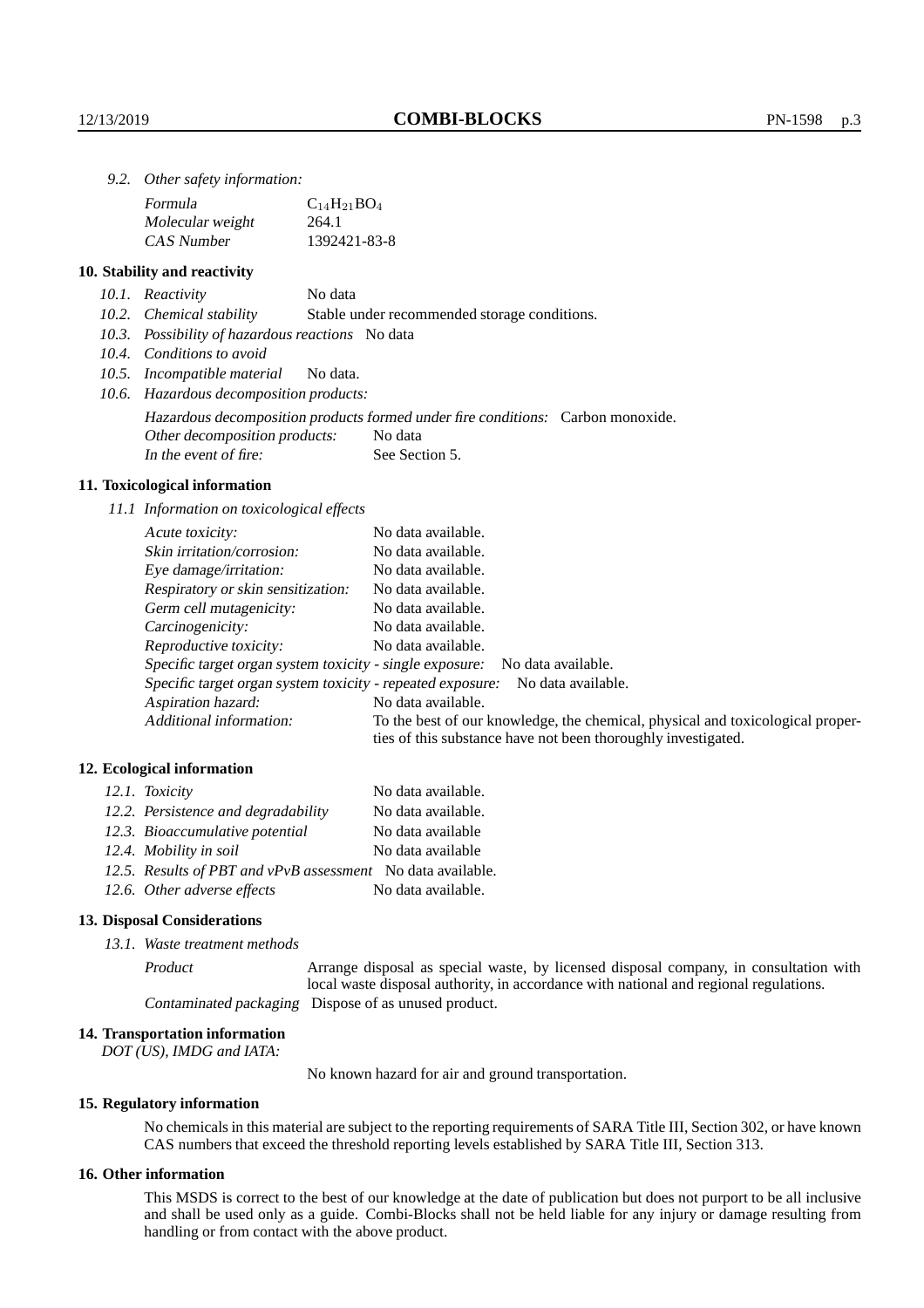*9.2. Other safety information:*

| | |
|---|---|
| *Formula* | $C_{14}H_{21}BO_4$ |
| *Molecular weight* | 264.1 |
| *CAS Number* | 1392421-83-8 |

## 10. Stability and reactivity

*10.1. Reactivity* No data

*10.2. Chemical stability* Stable under recommended storage conditions.

*10.3. Possibility of hazardous reactions* No data

*10.4. Conditions to avoid*

*10.5. Incompatible material* No data.

*10.6. Hazardous decomposition products:*

*Hazardous decomposition products formed under fire conditions:* Carbon monoxide.

*Other decomposition products:* No data

*In the event of fire:* See Section 5.

## 11. Toxicological information

*11.1 Information on toxicological effects*

| | |
|---|---|
| *Acute toxicity:* | No data available. |
| *Skin irritation/corrosion:* | No data available. |
| *Eye damage/irritation:* | No data available. |
| *Respiratory or skin sensitization:* | No data available. |
| *Germ cell mutagenicity:* | No data available. |
| *Carcinogenicity:* | No data available. |
| *Reproductive toxicity:* | No data available. |
| *Specific target organ system toxicity - single exposure:* | No data available. |
| *Specific target organ system toxicity - repeated exposure:* | No data available. |
| *Aspiration hazard:* | No data available. |
| *Additional information:* | To the best of our knowledge, the chemical, physical and toxicological properties of this substance have not been thoroughly investigated. |

## 12. Ecological information

| | |
|---|---|
| *12.1. Toxicity* | No data available. |
| *12.2. Persistence and degradability* | No data available. |
| *12.3. Bioaccumulative potential* | No data available |
| *12.4. Mobility in soil* | No data available |
| *12.5. Results of PBT and vPvB assessment* | No data available. |
| *12.6. Other adverse effects* | No data available. |

## 13. Disposal Considerations

*13.1. Waste treatment methods*

*Product* Arrange disposal as special waste, by licensed disposal company, in consultation with local waste disposal authority, in accordance with national and regional regulations.

*Contaminated packaging* Dispose of as unused product.

## 14. Transportation information

*DOT (US), IMDG and IATA:*

No known hazard for air and ground transportation.

## 15. Regulatory information

No chemicals in this material are subject to the reporting requirements of SARA Title III, Section 302, or have known CAS numbers that exceed the threshold reporting levels established by SARA Title III, Section 313.

## 16. Other information

This MSDS is correct to the best of our knowledge at the date of publication but does not purport to be all inclusive and shall be used only as a guide. Combi-Blocks shall not be held liable for any injury or damage resulting from handling or from contact with the above product.